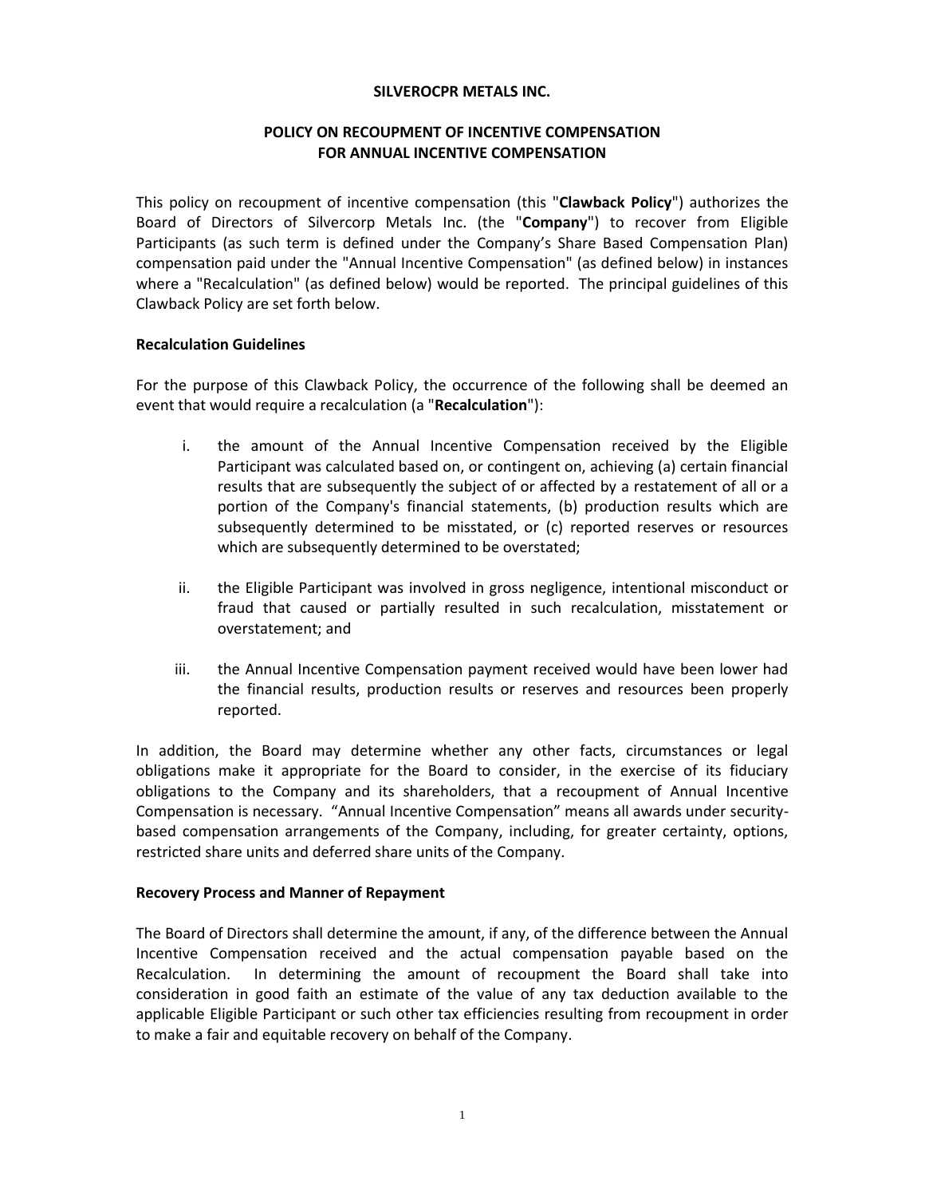**SILVEROCPR METALS INC.**

**POLICY ON RECOUPMENT OF INCENTIVE COMPENSATION FOR ANNUAL INCENTIVE COMPENSATION**

This policy on recoupment of incentive compensation (this "**Clawback Policy**") authorizes the Board of Directors of Silvercorp Metals Inc. (the "**Company**") to recover from Eligible Participants (as such term is defined under the Company's Share Based Compensation Plan) compensation paid under the "Annual Incentive Compensation" (as defined below) in instances where a "Recalculation" (as defined below) would be reported. The principal guidelines of this Clawback Policy are set forth below.

**Recalculation Guidelines**

For the purpose of this Clawback Policy, the occurrence of the following shall be deemed an event that would require a recalculation (a "**Recalculation**"):

i. the amount of the Annual Incentive Compensation received by the Eligible Participant was calculated based on, or contingent on, achieving (a) certain financial results that are subsequently the subject of or affected by a restatement of all or a portion of the Company's financial statements, (b) production results which are subsequently determined to be misstated, or (c) reported reserves or resources which are subsequently determined to be overstated;

ii. the Eligible Participant was involved in gross negligence, intentional misconduct or fraud that caused or partially resulted in such recalculation, misstatement or overstatement; and

iii. the Annual Incentive Compensation payment received would have been lower had the financial results, production results or reserves and resources been properly reported.

In addition, the Board may determine whether any other facts, circumstances or legal obligations make it appropriate for the Board to consider, in the exercise of its fiduciary obligations to the Company and its shareholders, that a recoupment of Annual Incentive Compensation is necessary. "Annual Incentive Compensation" means all awards under security-based compensation arrangements of the Company, including, for greater certainty, options, restricted share units and deferred share units of the Company.

**Recovery Process and Manner of Repayment**

The Board of Directors shall determine the amount, if any, of the difference between the Annual Incentive Compensation received and the actual compensation payable based on the Recalculation. In determining the amount of recoupment the Board shall take into consideration in good faith an estimate of the value of any tax deduction available to the applicable Eligible Participant or such other tax efficiencies resulting from recoupment in order to make a fair and equitable recovery on behalf of the Company.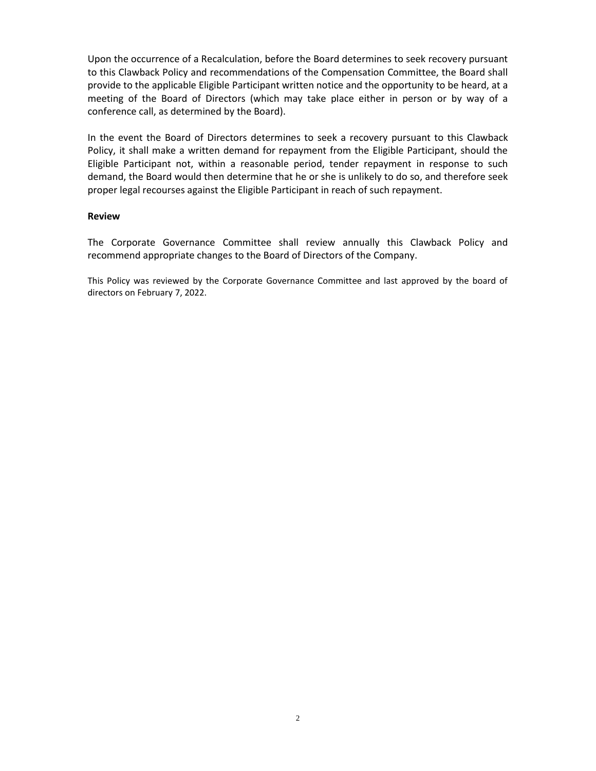Upon the occurrence of a Recalculation, before the Board determines to seek recovery pursuant to this Clawback Policy and recommendations of the Compensation Committee, the Board shall provide to the applicable Eligible Participant written notice and the opportunity to be heard, at a meeting of the Board of Directors (which may take place either in person or by way of a conference call, as determined by the Board).

In the event the Board of Directors determines to seek a recovery pursuant to this Clawback Policy, it shall make a written demand for repayment from the Eligible Participant, should the Eligible Participant not, within a reasonable period, tender repayment in response to such demand, the Board would then determine that he or she is unlikely to do so, and therefore seek proper legal recourses against the Eligible Participant in reach of such repayment.

**Review**

The Corporate Governance Committee shall review annually this Clawback Policy and recommend appropriate changes to the Board of Directors of the Company.

This Policy was reviewed by the Corporate Governance Committee and last approved by the board of directors on February 7, 2022.